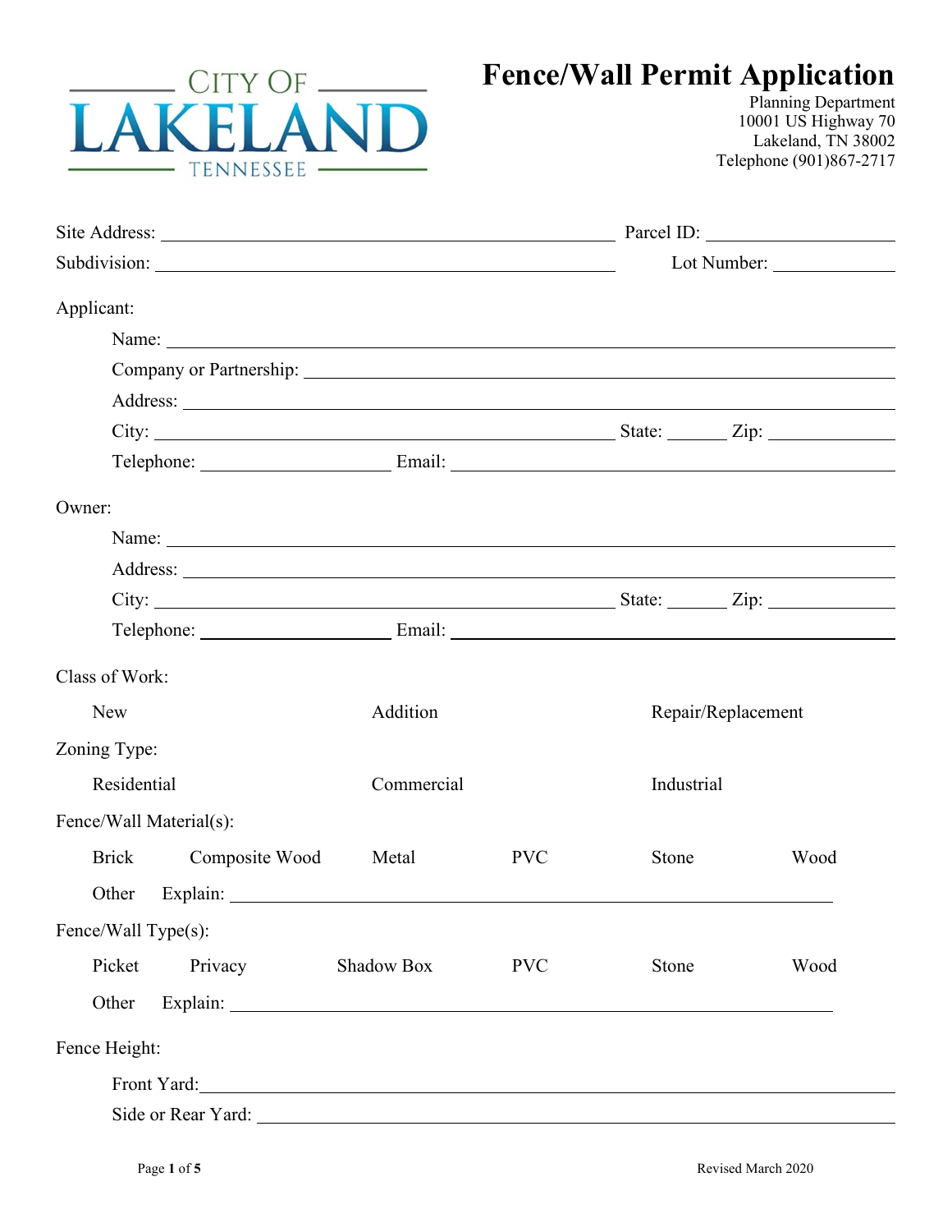CITY OF
LAKELAND
TENNESSEE

# Fence/Wall Permit Application

Planning Department
10001 US Highway 70
Lakeland, TN 38002
Telephone (901)867-2717

Site Address: ______________________________ Parcel ID: ______________

Subdivision: ______________________________ Lot Number: __________

Applicant:

Name: ______________________________

Company or Partnership: ______________________________

Address: ______________________________

City: ______________________________ State: ______ Zip: __________

Telephone: ______________ Email: ______________________________

Owner:

Name: ______________________________

Address: ______________________________

City: ______________________________ State: ______ Zip: __________

Telephone: ______________ Email: ______________________________

Class of Work:

New Addition Repair/Replacement

Zoning Type:

Residential Commercial Industrial

Fence/Wall Material(s):

Brick Composite Wood Metal PVC Stone Wood

Other Explain: ______________________________

Fence/Wall Type(s):

Picket Privacy Shadow Box PVC Stone Wood

Other Explain: ______________________________

Fence Height:

Front Yard: ______________________________

Side or Rear Yard: ______________________________

Revised March 2020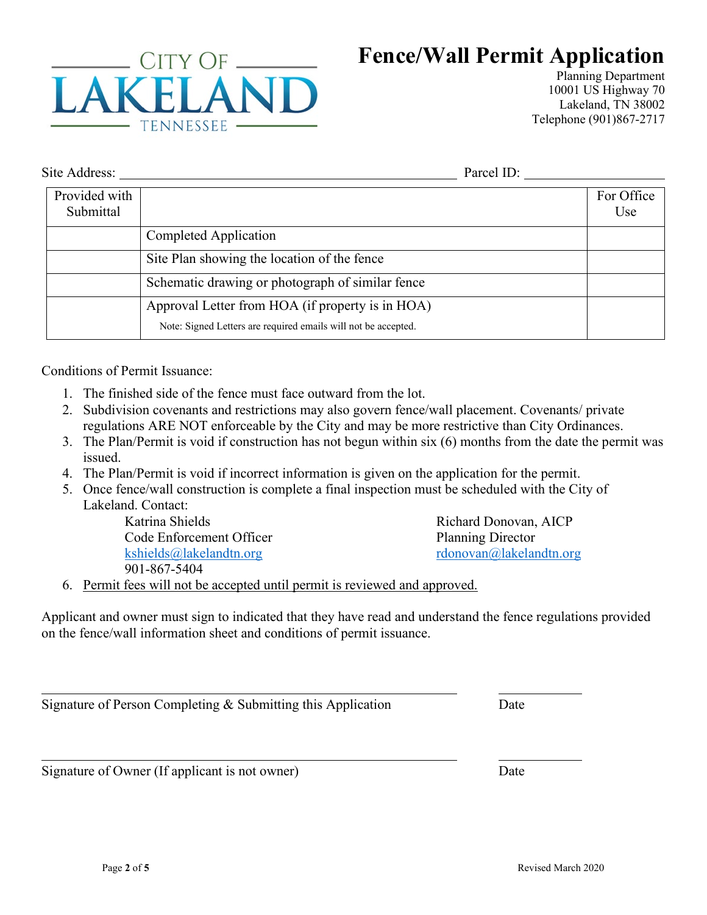CITY OF LAKELAND TENNESSEE

# Fence/Wall Permit Application

Planning Department
10001 US Highway 70
Lakeland, TN 38002
Telephone (901)867-2717

Site Address: ______________________________ Parcel ID: ________________

| Provided with Submittal | | For Office Use |
|---|---|---|
| | Completed Application | |
| | Site Plan showing the location of the fence | |
| | Schematic drawing or photograph of similar fence | |
| | Approval Letter from HOA (if property is in HOA)<br>Note: Signed Letters are required emails will not be accepted. | |

Conditions of Permit Issuance:

1. The finished side of the fence must face outward from the lot.
2. Subdivision covenants and restrictions may also govern fence/wall placement. Covenants/ private regulations ARE NOT enforceable by the City and may be more restrictive than City Ordinances.
3. The Plan/Permit is void if construction has not begun within six (6) months from the date the permit was issued.
4. The Plan/Permit is void if incorrect information is given on the application for the permit.
5. Once fence/wall construction is complete a final inspection must be scheduled with the City of Lakeland. Contact:

   Katrina Shields
   Code Enforcement Officer
   kshields@lakelandtn.org
   901-867-5404

   Richard Donovan, AICP
   Planning Director
   rdonovan@lakelandtn.org

6. Permit fees will not be accepted until permit is reviewed and approved.

Applicant and owner must sign to indicated that they have read and understand the fence regulations provided on the fence/wall information sheet and conditions of permit issuance.

______________________________________________ ____________

Signature of Person Completing & Submitting this Application Date

______________________________________________ ____________

Signature of Owner (If applicant is not owner) Date

Revised March 2020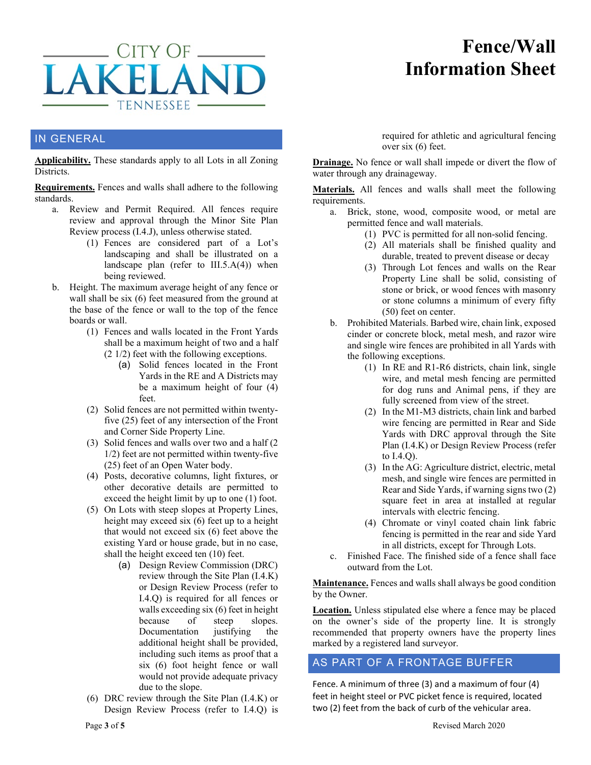# Fence/Wall Information Sheet

CITY OF LAKELAND TENNESSEE

## IN GENERAL

**Applicability.** These standards apply to all Lots in all Zoning Districts.

**Requirements.** Fences and walls shall adhere to the following standards.

a. Review and Permit Required. All fences require review and approval through the Minor Site Plan Review process (I.4.J), unless otherwise stated.
   (1) Fences are considered part of a Lot's landscaping and shall be illustrated on a landscape plan (refer to III.5.A(4)) when being reviewed.

b. Height. The maximum average height of any fence or wall shall be six (6) feet measured from the ground at the base of the fence or wall to the top of the fence boards or wall.
   (1) Fences and walls located in the Front Yards shall be a maximum height of two and a half (2 1/2) feet with the following exceptions.
      (a) Solid fences located in the Front Yards in the RE and A Districts may be a maximum height of four (4) feet.
   (2) Solid fences are not permitted within twenty-five (25) feet of any intersection of the Front and Corner Side Property Line.
   (3) Solid fences and walls over two and a half (2 1/2) feet are not permitted within twenty-five (25) feet of an Open Water body.
   (4) Posts, decorative columns, light fixtures, or other decorative details are permitted to exceed the height limit by up to one (1) foot.
   (5) On Lots with steep slopes at Property Lines, height may exceed six (6) feet up to a height that would not exceed six (6) feet above the existing Yard or house grade, but in no case, shall the height exceed ten (10) feet.
      (a) Design Review Commission (DRC) review through the Site Plan (I.4.K) or Design Review Process (refer to I.4.Q) is required for all fences or walls exceeding six (6) feet in height because of steep slopes. Documentation justifying the additional height shall be provided, including such items as proof that a six (6) foot height fence or wall would not provide adequate privacy due to the slope.
   (6) DRC review through the Site Plan (I.4.K) or Design Review Process (refer to I.4.Q) is required for athletic and agricultural fencing over six (6) feet.

**Drainage.** No fence or wall shall impede or divert the flow of water through any drainageway.

**Materials.** All fences and walls shall meet the following requirements.

a. Brick, stone, wood, composite wood, or metal are permitted fence and wall materials.
   (1) PVC is permitted for all non-solid fencing.
   (2) All materials shall be finished quality and durable, treated to prevent disease or decay
   (3) Through Lot fences and walls on the Rear Property Line shall be solid, consisting of stone or brick, or wood fences with masonry or stone columns a minimum of every fifty (50) feet on center.

b. Prohibited Materials. Barbed wire, chain link, exposed cinder or concrete block, metal mesh, and razor wire and single wire fences are prohibited in all Yards with the following exceptions.
   (1) In RE and R1-R6 districts, chain link, single wire, and metal mesh fencing are permitted for dog runs and Animal pens, if they are fully screened from view of the street.
   (2) In the M1-M3 districts, chain link and barbed wire fencing are permitted in Rear and Side Yards with DRC approval through the Site Plan (I.4.K) or Design Review Process (refer to I.4.Q).
   (3) In the AG: Agriculture district, electric, metal mesh, and single wire fences are permitted in Rear and Side Yards, if warning signs two (2) square feet in area at installed at regular intervals with electric fencing.
   (4) Chromate or vinyl coated chain link fabric fencing is permitted in the rear and side Yard in all districts, except for Through Lots.

c. Finished Face. The finished side of a fence shall face outward from the Lot.

**Maintenance.** Fences and walls shall always be good condition by the Owner.

**Location.** Unless stipulated else where a fence may be placed on the owner's side of the property line. It is strongly recommended that property owners have the property lines marked by a registered land surveyor.

## AS PART OF A FRONTAGE BUFFER

Fence. A minimum of three (3) and a maximum of four (4) feet in height steel or PVC picket fence is required, located two (2) feet from the back of curb of the vehicular area.

Revised March 2020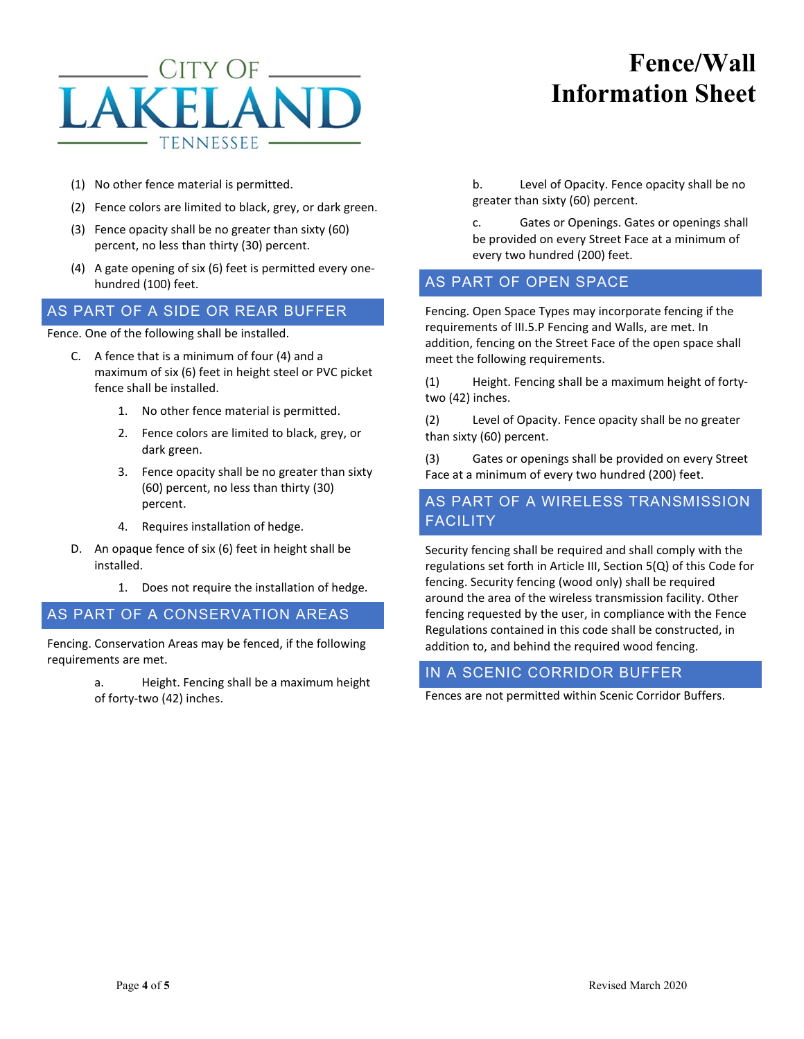(1) No other fence material is permitted.

(2) Fence colors are limited to black, grey, or dark green.

(3) Fence opacity shall be no greater than sixty (60) percent, no less than thirty (30) percent.

(4) A gate opening of six (6) feet is permitted every one-hundred (100) feet.

## AS PART OF A SIDE OR REAR BUFFER

Fence. One of the following shall be installed.

C. A fence that is a minimum of four (4) and a maximum of six (6) feet in height steel or PVC picket fence shall be installed.

   1. No other fence material is permitted.
   2. Fence colors are limited to black, grey, or dark green.
   3. Fence opacity shall be no greater than sixty (60) percent, no less than thirty (30) percent.
   4. Requires installation of hedge.

D. An opaque fence of six (6) feet in height shall be installed.

   1. Does not require the installation of hedge.

## AS PART OF A CONSERVATION AREAS

Fencing. Conservation Areas may be fenced, if the following requirements are met.

a. Height. Fencing shall be a maximum height of forty-two (42) inches.

b. Level of Opacity. Fence opacity shall be no greater than sixty (60) percent.

c. Gates or Openings. Gates or openings shall be provided on every Street Face at a minimum of every two hundred (200) feet.

## AS PART OF OPEN SPACE

Fencing. Open Space Types may incorporate fencing if the requirements of III.5.P Fencing and Walls, are met. In addition, fencing on the Street Face of the open space shall meet the following requirements.

(1) Height. Fencing shall be a maximum height of forty-two (42) inches.

(2) Level of Opacity. Fence opacity shall be no greater than sixty (60) percent.

(3) Gates or openings shall be provided on every Street Face at a minimum of every two hundred (200) feet.

## AS PART OF A WIRELESS TRANSMISSION FACILITY

Security fencing shall be required and shall comply with the regulations set forth in Article III, Section 5(Q) of this Code for fencing. Security fencing (wood only) shall be required around the area of the wireless transmission facility. Other fencing requested by the user, in compliance with the Fence Regulations contained in this code shall be constructed, in addition to, and behind the required wood fencing.

## IN A SCENIC CORRIDOR BUFFER

Fences are not permitted within Scenic Corridor Buffers.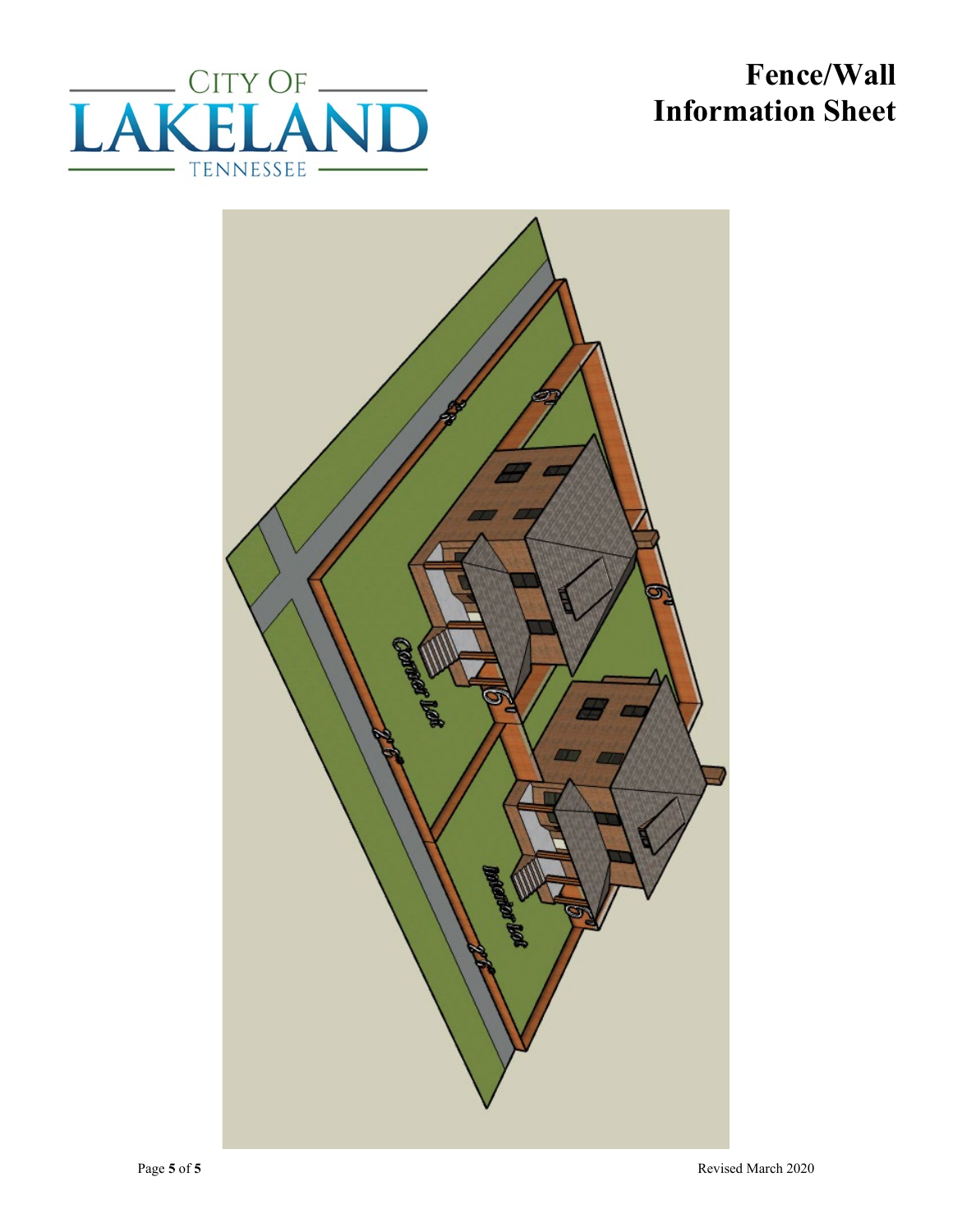# Fence/Wall Information Sheet

6'

2.5'

6'

6'

Corner Lot

2.5'

Interior Lot

2.5'

6'